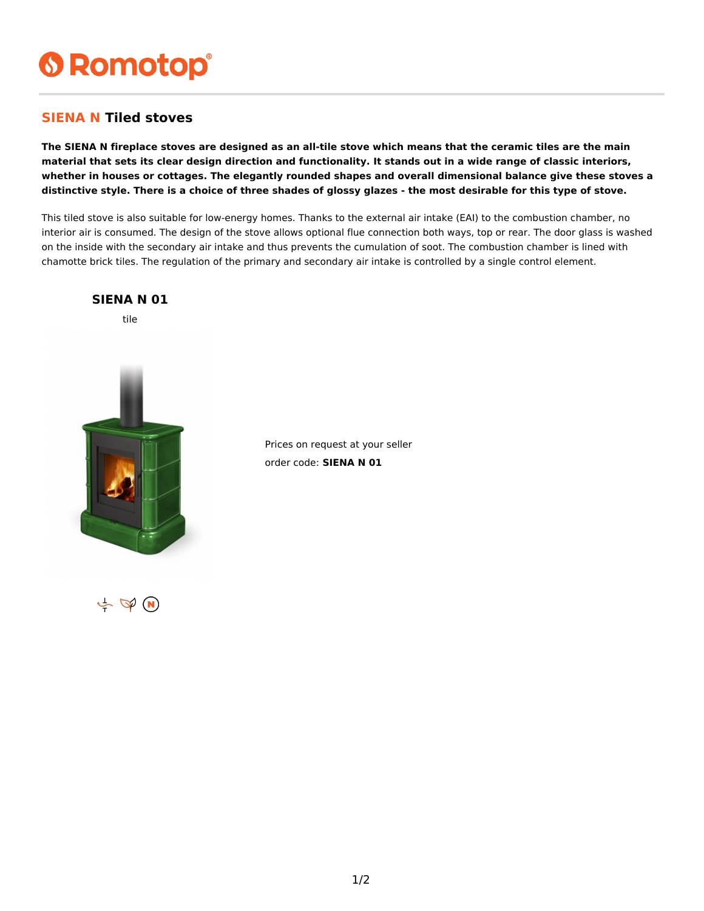# Romotop

## SIENA N Tiled stoves

**The SIENA N fireplace stoves are designed as an all-tile stove which means that the ceramic tiles are the main material that sets its clear design direction and functionality. It stands out in a wide range of classic interiors, whether in houses or cottages. The elegantly rounded shapes and overall dimensional balance give these stoves a distinctive style. There is a choice of three shades of glossy glazes - the most desirable for this type of stove.**

This tiled stove is also suitable for low-energy homes. Thanks to the external air intake (EAI) to the combustion chamber, no interior air is consumed. The design of the stove allows optional flue connection both ways, top or rear. The door glass is washed on the inside with the secondary air intake and thus prevents the cumulation of soot. The combustion chamber is lined with chamotte brick tiles. The regulation of the primary and secondary air intake is controlled by a single control element.

### SIENA N 01

tile

Prices on request at your seller

order code: **SIENA N 01**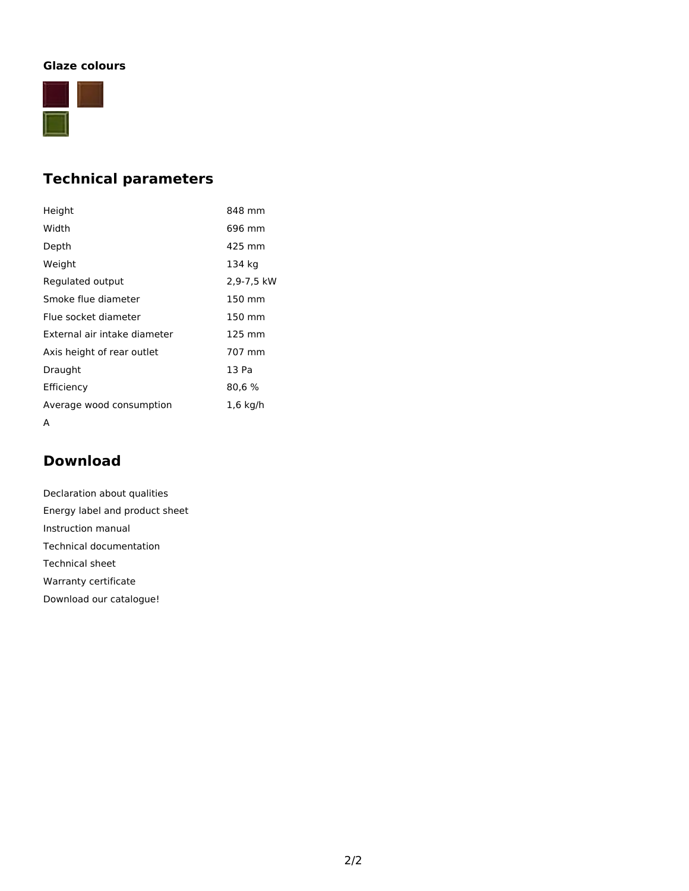**Glaze colours**

## Technical parameters

| | |
|---|---|
| Height | 848 mm |
| Width | 696 mm |
| Depth | 425 mm |
| Weight | 134 kg |
| Regulated output | 2,9-7,5 kW |
| Smoke flue diameter | 150 mm |
| Flue socket diameter | 150 mm |
| External air intake diameter | 125 mm |
| Axis height of rear outlet | 707 mm |
| Draught | 13 Pa |
| Efficiency | 80,6 % |
| Average wood consumption | 1,6 kg/h |

A

## Download

Declaration about qualities

Energy label and product sheet

Instruction manual

Technical documentation

Technical sheet

Warranty certificate

Download our catalogue!